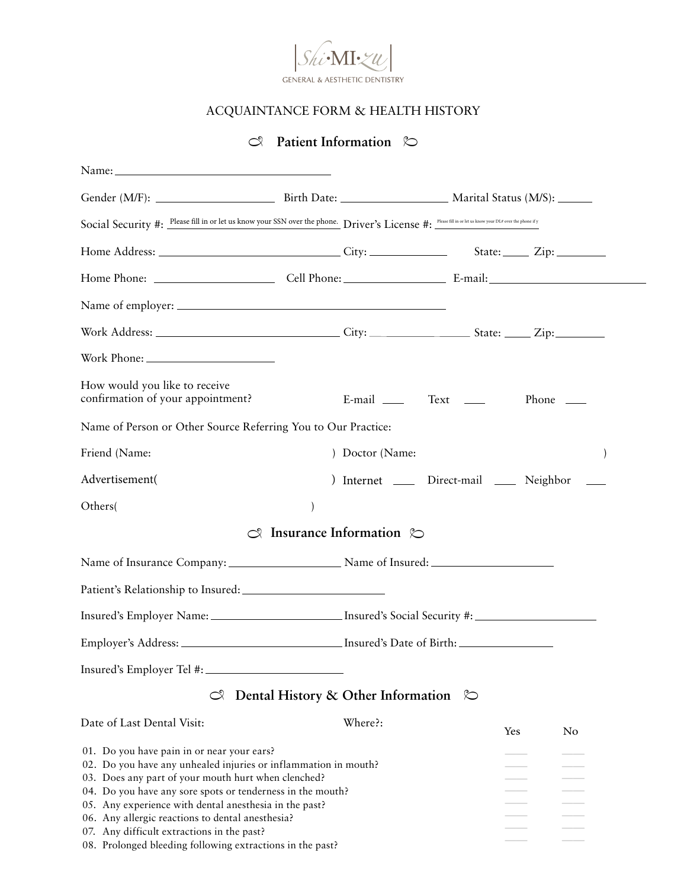|Shi·MI·zu|
GENERAL & AESTHETIC DENTISTRY

# ACQUAINTANCE FORM & HEALTH HISTORY

## Patient Information

Name: ____________________________________

Gender (M/F): ____________________ Birth Date: __________________ Marital Status (M/S): ______

Social Security #: Please fill in or let us know your SSN over the phone. Driver's License #: Please fill in or let us know your DL# over the phone if y

Home Address: ______________________________ City: _____________ State: _____ Zip: _________

Home Phone: ____________________ Cell Phone: _________________ E-mail: ___________________________

Name of employer: _________________________________________________

Work Address: ______________________________ City: _________________ State: _____ Zip: _________

Work Phone: ______________________

How would you like to receive confirmation of your appointment? E-mail ____ Text ____ Phone ____

Name of Person or Other Source Referring You to Our Practice:

Friend (Name: ) Doctor (Name: )

Advertisement( ) Internet ____ Direct-mail ____ Neighbor ____

Others( )

## Insurance Information

Name of Insurance Company: ___________________ Name of Insured: _____________________

Patient's Relationship to Insured: ________________________

Insured's Employer Name: ______________________ Insured's Social Security #: _____________________

Employer's Address: ___________________________ Insured's Date of Birth: ________________

Insured's Employer Tel #: ________________________

## Dental History & Other Information

Date of Last Dental Visit: Where?:

| | Yes | No |
|---|---|---|
| 01. Do you have pain in or near your ears? | ____ | ____ |
| 02. Do you have any unhealed injuries or inflammation in mouth? | ____ | ____ |
| 03. Does any part of your mouth hurt when clenched? | ____ | ____ |
| 04. Do you have any sore spots or tenderness in the mouth? | ____ | ____ |
| 05. Any experience with dental anesthesia in the past? | ____ | ____ |
| 06. Any allergic reactions to dental anesthesia? | ____ | ____ |
| 07. Any difficult extractions in the past? | ____ | ____ |
| 08. Prolonged bleeding following extractions in the past? | ____ | ____ |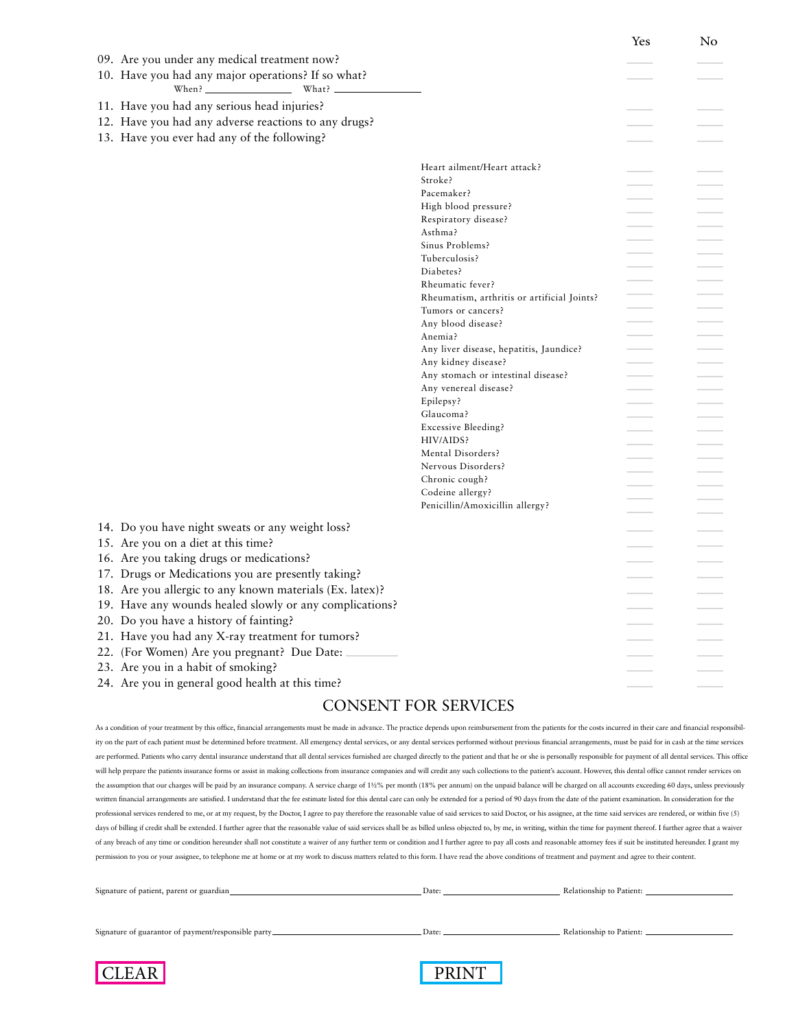| | Yes | No |
|---|---|---|
| 09. Are you under any medical treatment now? | | |
| 10. Have you had any major operations? If so what? When? ______ What? ______ | | |
| 11. Have you had any serious head injuries? | | |
| 12. Have you had any adverse reactions to any drugs? | | |
| 13. Have you ever had any of the following? | | |
| Heart ailment/Heart attack? | | |
| Stroke? | | |
| Pacemaker? | | |
| High blood pressure? | | |
| Respiratory disease? | | |
| Asthma? | | |
| Sinus Problems? | | |
| Tuberculosis? | | |
| Diabetes? | | |
| Rheumatic fever? | | |
| Rheumatism, arthritis or artificial Joints? | | |
| Tumors or cancers? | | |
| Any blood disease? | | |
| Anemia? | | |
| Any liver disease, hepatitis, Jaundice? | | |
| Any kidney disease? | | |
| Any stomach or intestinal disease? | | |
| Any venereal disease? | | |
| Epilepsy? | | |
| Glaucoma? | | |
| Excessive Bleeding? | | |
| HIV/AIDS? | | |
| Mental Disorders? | | |
| Nervous Disorders? | | |
| Chronic cough? | | |
| Codeine allergy? | | |
| Penicillin/Amoxicillin allergy? | | |
| 14. Do you have night sweats or any weight loss? | | |
| 15. Are you on a diet at this time? | | |
| 16. Are you taking drugs or medications? | | |
| 17. Drugs or Medications you are presently taking? | | |
| 18. Are you allergic to any known materials (Ex. latex)? | | |
| 19. Have any wounds healed slowly or any complications? | | |
| 20. Do you have a history of fainting? | | |
| 21. Have you had any X-ray treatment for tumors? | | |
| 22. (For Women) Are you pregnant? Due Date: ______ | | |
| 23. Are you in a habit of smoking? | | |
| 24. Are you in general good health at this time? | | |

## CONSENT FOR SERVICES

As a condition of your treatment by this office, financial arrangements must be made in advance. The practice depends upon reimbursement from the patients for the costs incurred in their care and financial responsibility on the part of each patient must be determined before treatment. All emergency dental services, or any dental services performed without previous financial arrangements, must be paid for in cash at the time services are performed. Patients who carry dental insurance understand that all dental services furnished are charged directly to the patient and that he or she is personally responsible for payment of all dental services. This office will help prepare the patients insurance forms or assist in making collections from insurance companies and will credit any such collections to the patient's account. However, this dental office cannot render services on the assumption that our charges will be paid by an insurance company. A service charge of 1½% per month (18% per annum) on the unpaid balance will be charged on all accounts exceeding 60 days, unless previously written financial arrangements are satisfied. I understand that the fee estimate listed for this dental care can only be extended for a period of 90 days from the date of the patient examination. In consideration for the professional services rendered to me, or at my request, by the Doctor, I agree to pay therefore the reasonable value of said services to said Doctor, or his assignee, at the time said services are rendered, or within five (5) days of billing if credit shall be extended. I further agree that the reasonable value of said services shall be as billed unless objected to, by me, in writing, within the time for payment thereof. I further agree that a waiver of any breach of any time or condition hereunder shall not constitute a waiver of any further term or condition and I further agree to pay all costs and reasonable attorney fees if suit be instituted hereunder. I grant my permission to you or your assignee, to telephone me at home or at my work to discuss matters related to this form. I have read the above conditions of treatment and payment and agree to their content.

Signature of patient, parent or guardian ______________________ Date: ____________ Relationship to Patient: ____________

Signature of guarantor of payment/responsible party ______________________ Date: ____________ Relationship to Patient: ____________

CLEAR PRINT